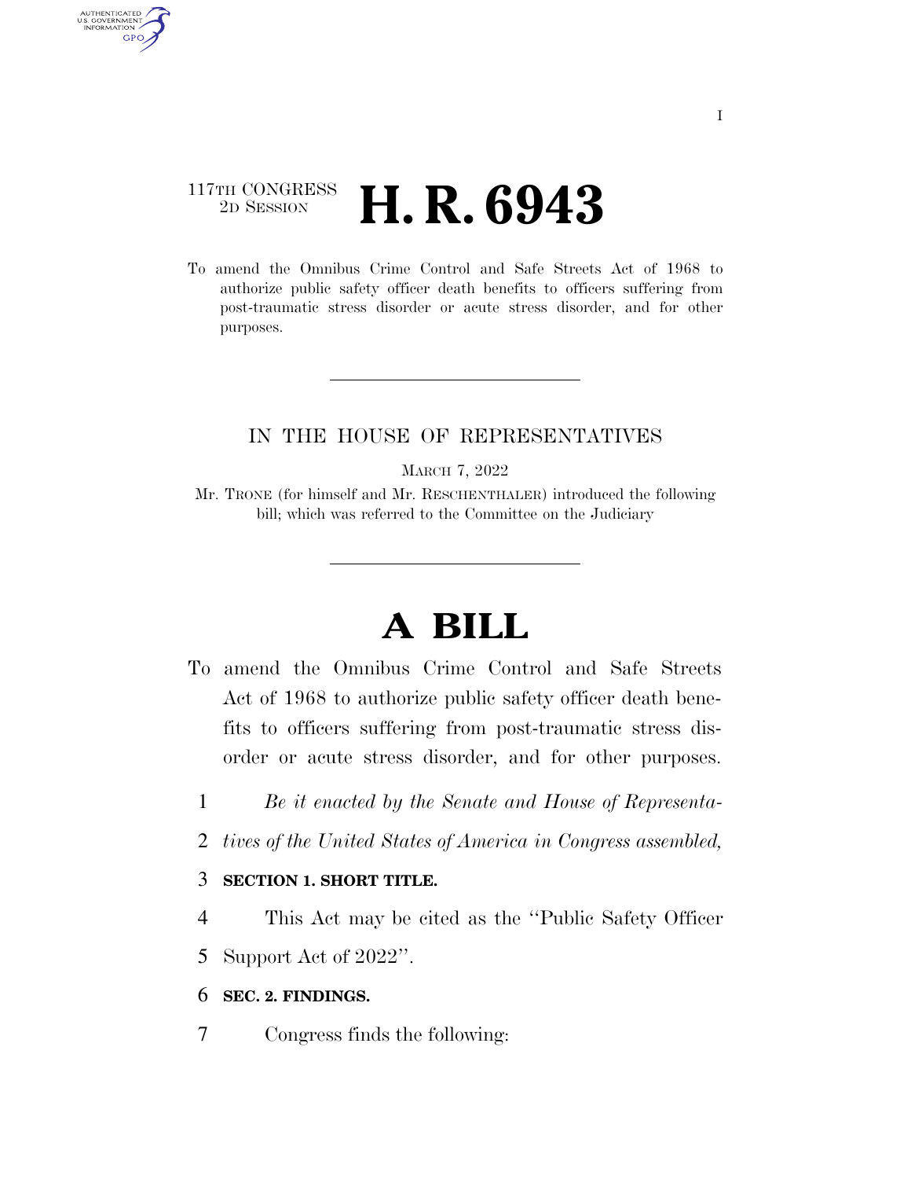117TH CONGRESS
2D SESSION

# H. R. 6943

To amend the Omnibus Crime Control and Safe Streets Act of 1968 to authorize public safety officer death benefits to officers suffering from post-traumatic stress disorder or acute stress disorder, and for other purposes.

---

IN THE HOUSE OF REPRESENTATIVES

MARCH 7, 2022

Mr. TRONE (for himself and Mr. RESCHENTHALER) introduced the following bill; which was referred to the Committee on the Judiciary

---

# A BILL

To amend the Omnibus Crime Control and Safe Streets Act of 1968 to authorize public safety officer death benefits to officers suffering from post-traumatic stress disorder or acute stress disorder, and for other purposes.

1 *Be it enacted by the Senate and House of Representa-*
2 *tives of the United States of America in Congress assembled,*

3 **SECTION 1. SHORT TITLE.**

4 This Act may be cited as the "Public Safety Officer
5 Support Act of 2022".

6 **SEC. 2. FINDINGS.**

7 Congress finds the following: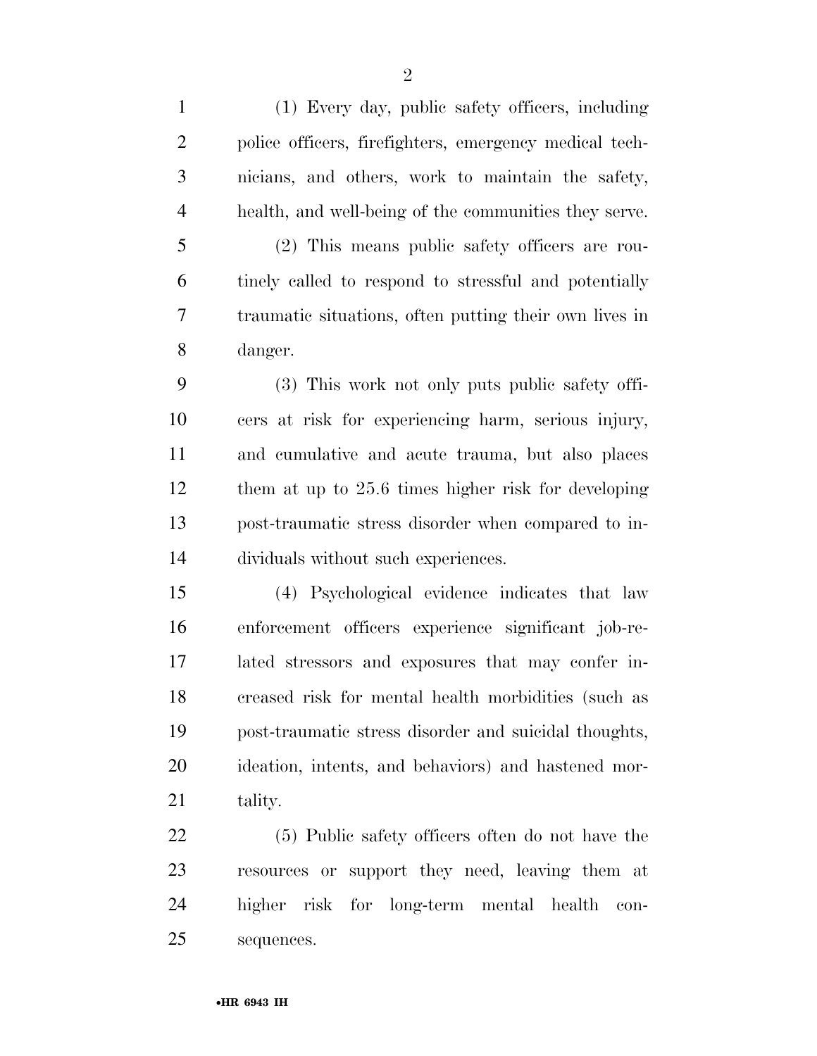(1) Every day, public safety officers, including police officers, firefighters, emergency medical technicians, and others, work to maintain the safety, health, and well-being of the communities they serve.

(2) This means public safety officers are routinely called to respond to stressful and potentially traumatic situations, often putting their own lives in danger.

(3) This work not only puts public safety officers at risk for experiencing harm, serious injury, and cumulative and acute trauma, but also places them at up to 25.6 times higher risk for developing post-traumatic stress disorder when compared to individuals without such experiences.

(4) Psychological evidence indicates that law enforcement officers experience significant job-related stressors and exposures that may confer increased risk for mental health morbidities (such as post-traumatic stress disorder and suicidal thoughts, ideation, intents, and behaviors) and hastened mortality.

(5) Public safety officers often do not have the resources or support they need, leaving them at higher risk for long-term mental health consequences.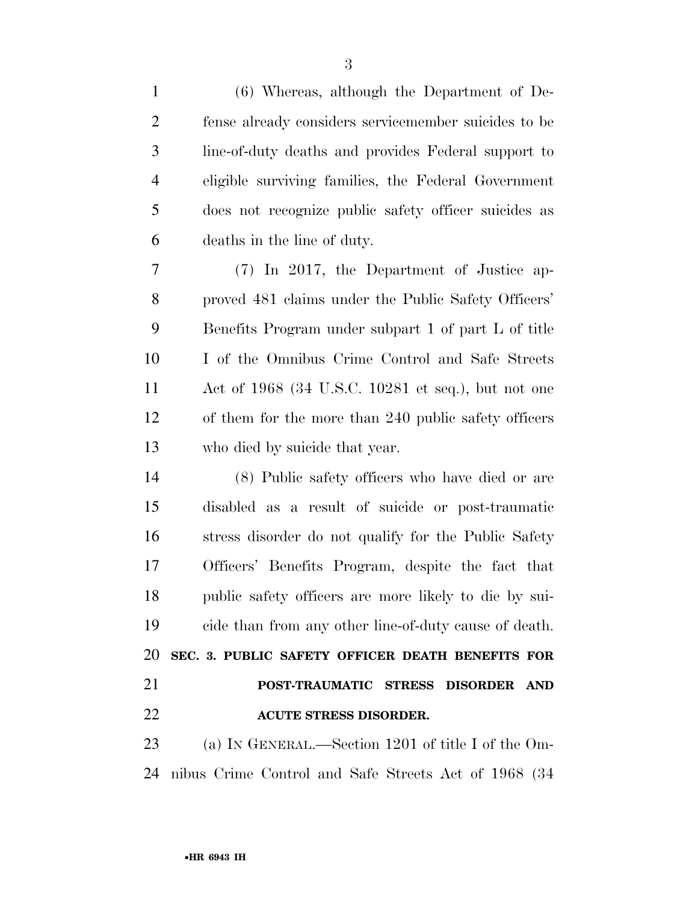(6) Whereas, although the Department of Defense already considers servicemember suicides to be line-of-duty deaths and provides Federal support to eligible surviving families, the Federal Government does not recognize public safety officer suicides as deaths in the line of duty.

(7) In 2017, the Department of Justice approved 481 claims under the Public Safety Officers' Benefits Program under subpart 1 of part L of title I of the Omnibus Crime Control and Safe Streets Act of 1968 (34 U.S.C. 10281 et seq.), but not one of them for the more than 240 public safety officers who died by suicide that year.

(8) Public safety officers who have died or are disabled as a result of suicide or post-traumatic stress disorder do not qualify for the Public Safety Officers' Benefits Program, despite the fact that public safety officers are more likely to die by suicide than from any other line-of-duty cause of death.

**SEC. 3. PUBLIC SAFETY OFFICER DEATH BENEFITS FOR POST-TRAUMATIC STRESS DISORDER AND ACUTE STRESS DISORDER.**

(a) IN GENERAL.—Section 1201 of title I of the Omnibus Crime Control and Safe Streets Act of 1968 (34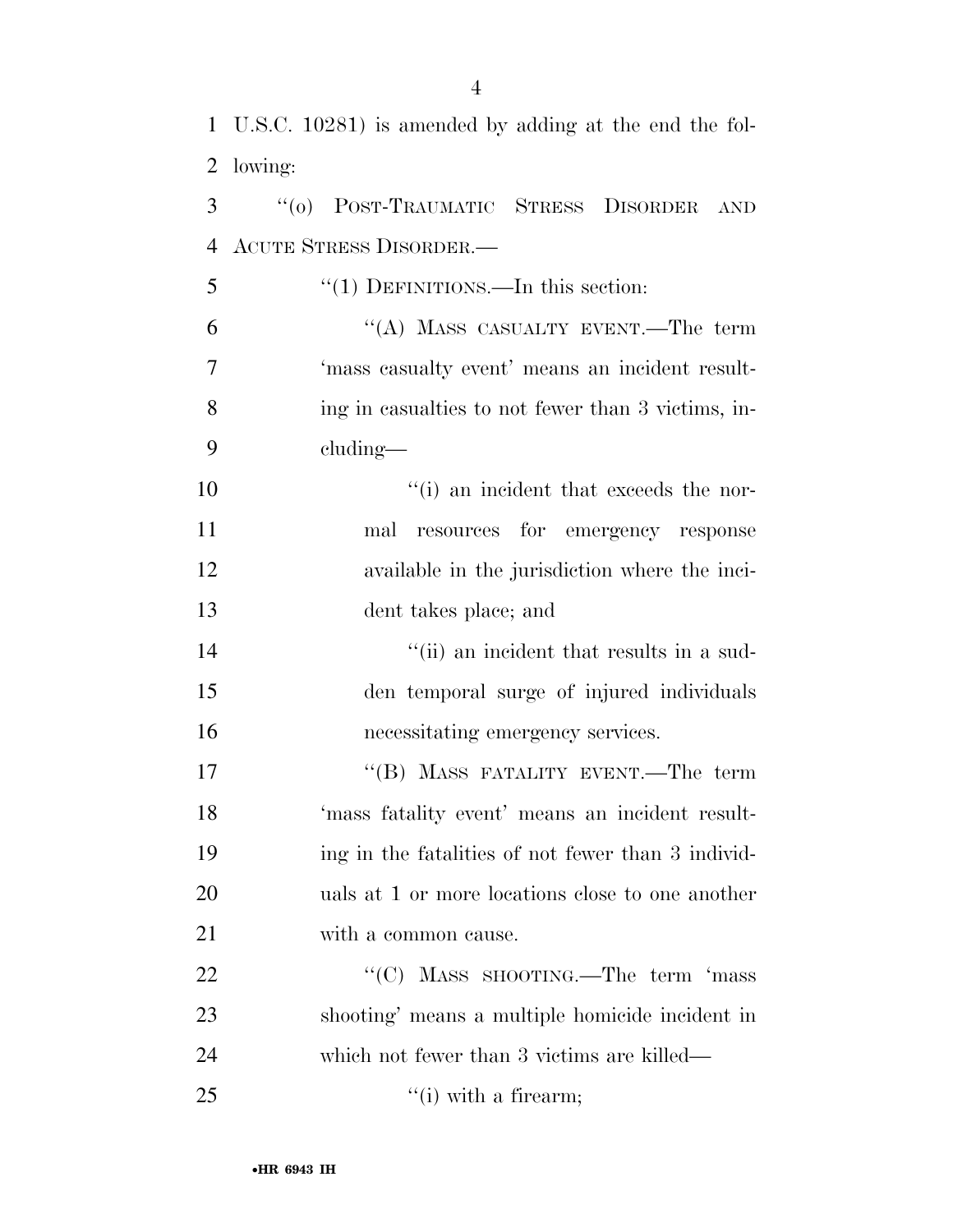U.S.C. 10281) is amended by adding at the end the following:

"(o) POST-TRAUMATIC STRESS DISORDER AND ACUTE STRESS DISORDER.—

"(1) DEFINITIONS.—In this section:

"(A) MASS CASUALTY EVENT.—The term 'mass casualty event' means an incident resulting in casualties to not fewer than 3 victims, including—

"(i) an incident that exceeds the normal resources for emergency response available in the jurisdiction where the incident takes place; and

"(ii) an incident that results in a sudden temporal surge of injured individuals necessitating emergency services.

"(B) MASS FATALITY EVENT.—The term 'mass fatality event' means an incident resulting in the fatalities of not fewer than 3 individuals at 1 or more locations close to one another with a common cause.

"(C) MASS SHOOTING.—The term 'mass shooting' means a multiple homicide incident in which not fewer than 3 victims are killed—

"(i) with a firearm;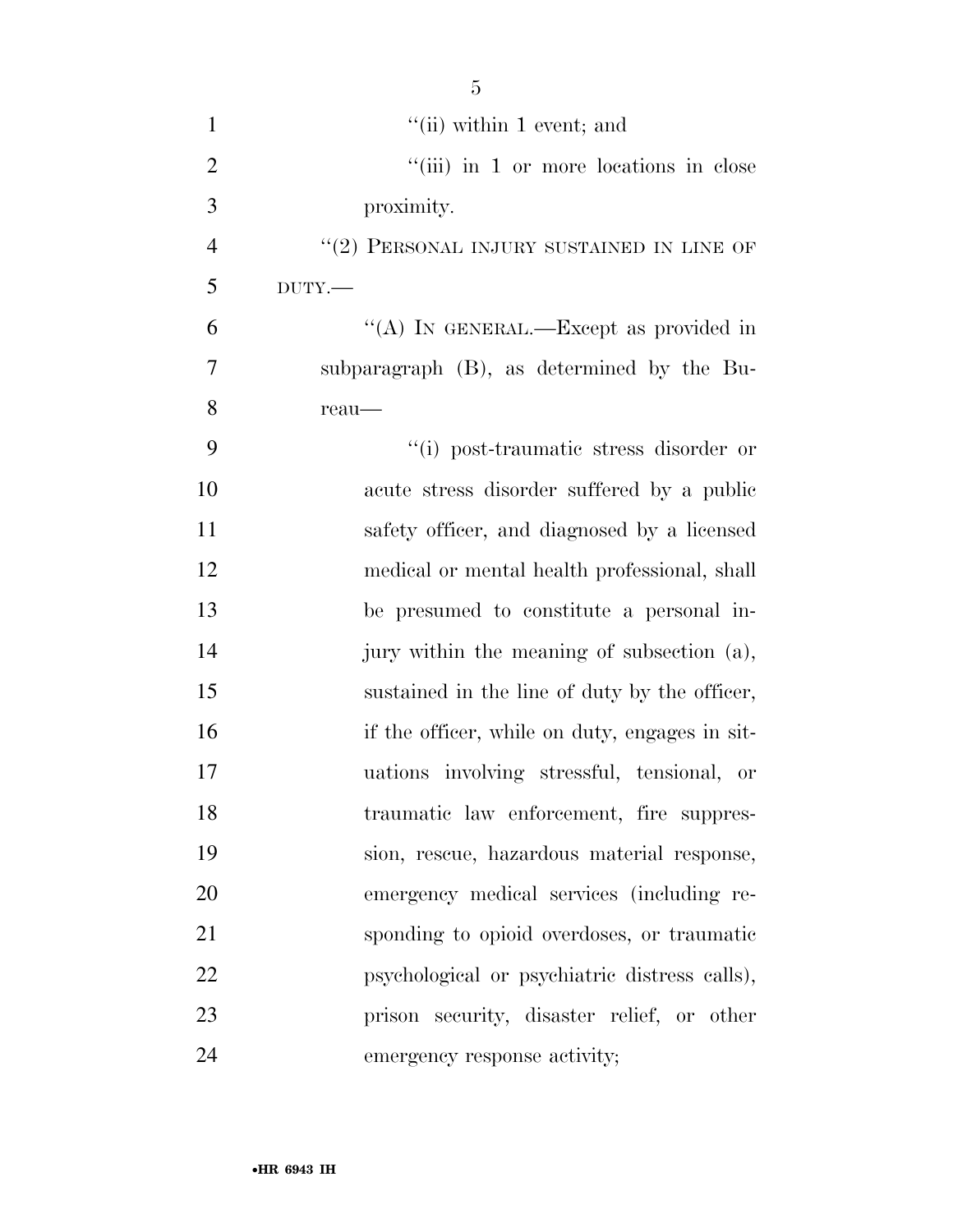"(ii) within 1 event; and

"(iii) in 1 or more locations in close proximity.

"(2) PERSONAL INJURY SUSTAINED IN LINE OF DUTY.—

"(A) IN GENERAL.—Except as provided in subparagraph (B), as determined by the Bureau—

"(i) post-traumatic stress disorder or acute stress disorder suffered by a public safety officer, and diagnosed by a licensed medical or mental health professional, shall be presumed to constitute a personal injury within the meaning of subsection (a), sustained in the line of duty by the officer, if the officer, while on duty, engages in situations involving stressful, tensional, or traumatic law enforcement, fire suppression, rescue, hazardous material response, emergency medical services (including responding to opioid overdoses, or traumatic psychological or psychiatric distress calls), prison security, disaster relief, or other emergency response activity;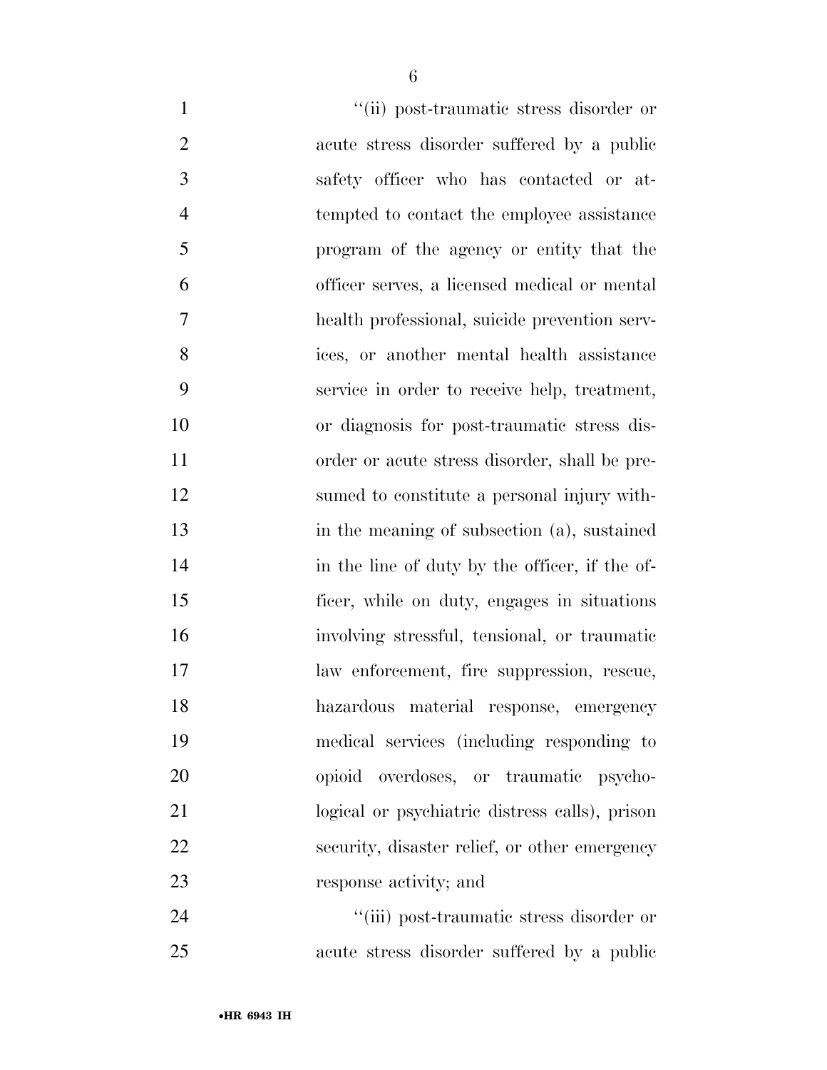"(ii) post-traumatic stress disorder or acute stress disorder suffered by a public safety officer who has contacted or attempted to contact the employee assistance program of the agency or entity that the officer serves, a licensed medical or mental health professional, suicide prevention services, or another mental health assistance service in order to receive help, treatment, or diagnosis for post-traumatic stress disorder or acute stress disorder, shall be presumed to constitute a personal injury within the meaning of subsection (a), sustained in the line of duty by the officer, if the officer, while on duty, engages in situations involving stressful, tensional, or traumatic law enforcement, fire suppression, rescue, hazardous material response, emergency medical services (including responding to opioid overdoses, or traumatic psychological or psychiatric distress calls), prison security, disaster relief, or other emergency response activity; and

"(iii) post-traumatic stress disorder or acute stress disorder suffered by a public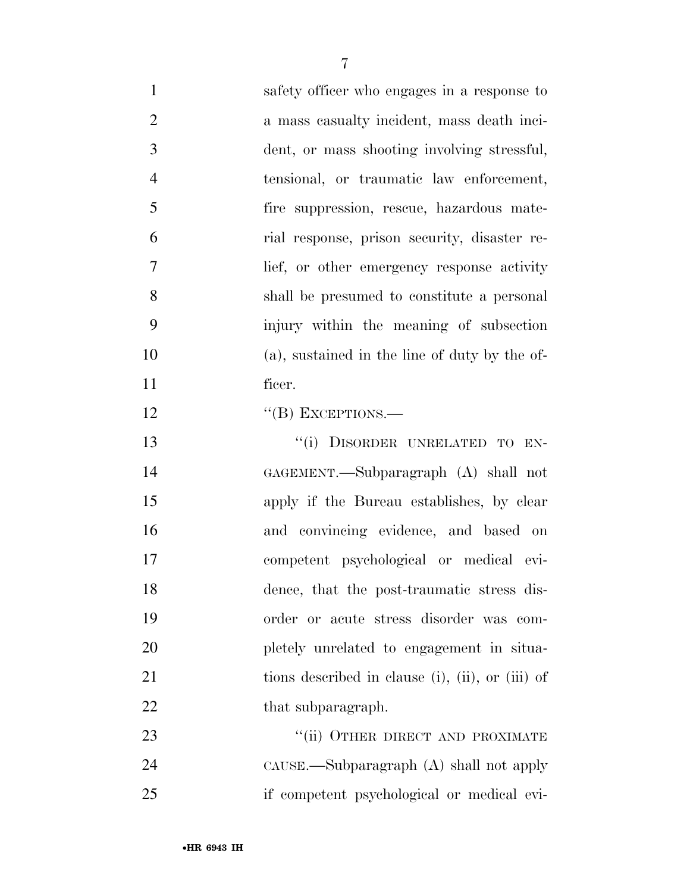safety officer who engages in a response to a mass casualty incident, mass death incident, or mass shooting involving stressful, tensional, or traumatic law enforcement, fire suppression, rescue, hazardous material response, prison security, disaster relief, or other emergency response activity shall be presumed to constitute a personal injury within the meaning of subsection (a), sustained in the line of duty by the officer.

"(B) EXCEPTIONS.—

"(i) DISORDER UNRELATED TO ENGAGEMENT.—Subparagraph (A) shall not apply if the Bureau establishes, by clear and convincing evidence, and based on competent psychological or medical evidence, that the post-traumatic stress disorder or acute stress disorder was completely unrelated to engagement in situations described in clause (i), (ii), or (iii) of that subparagraph.

"(ii) OTHER DIRECT AND PROXIMATE CAUSE.—Subparagraph (A) shall not apply if competent psychological or medical evi-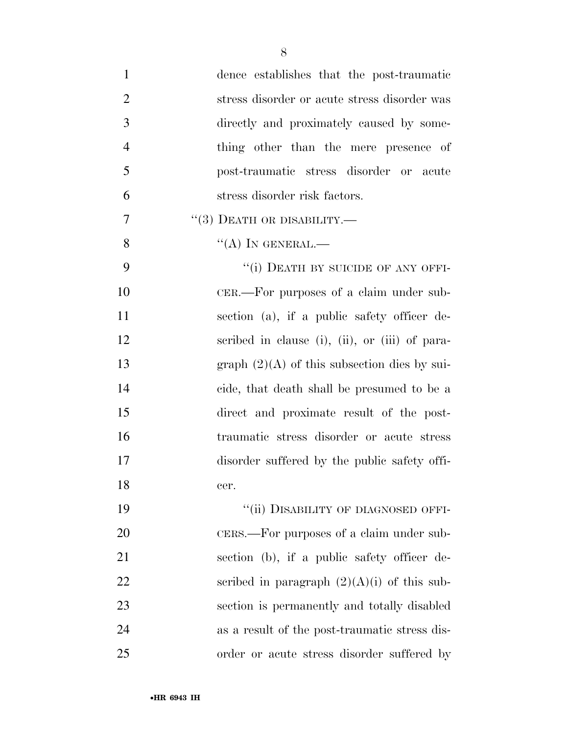dence establishes that the post-traumatic stress disorder or acute stress disorder was directly and proximately caused by something other than the mere presence of post-traumatic stress disorder or acute stress disorder risk factors.

"(3) DEATH OR DISABILITY.—

"(A) IN GENERAL.—

"(i) DEATH BY SUICIDE OF ANY OFFICER.—For purposes of a claim under subsection (a), if a public safety officer described in clause (i), (ii), or (iii) of paragraph (2)(A) of this subsection dies by suicide, that death shall be presumed to be a direct and proximate result of the post-traumatic stress disorder or acute stress disorder suffered by the public safety officer.

"(ii) DISABILITY OF DIAGNOSED OFFICERS.—For purposes of a claim under subsection (b), if a public safety officer described in paragraph (2)(A)(i) of this subsection is permanently and totally disabled as a result of the post-traumatic stress disorder or acute stress disorder suffered by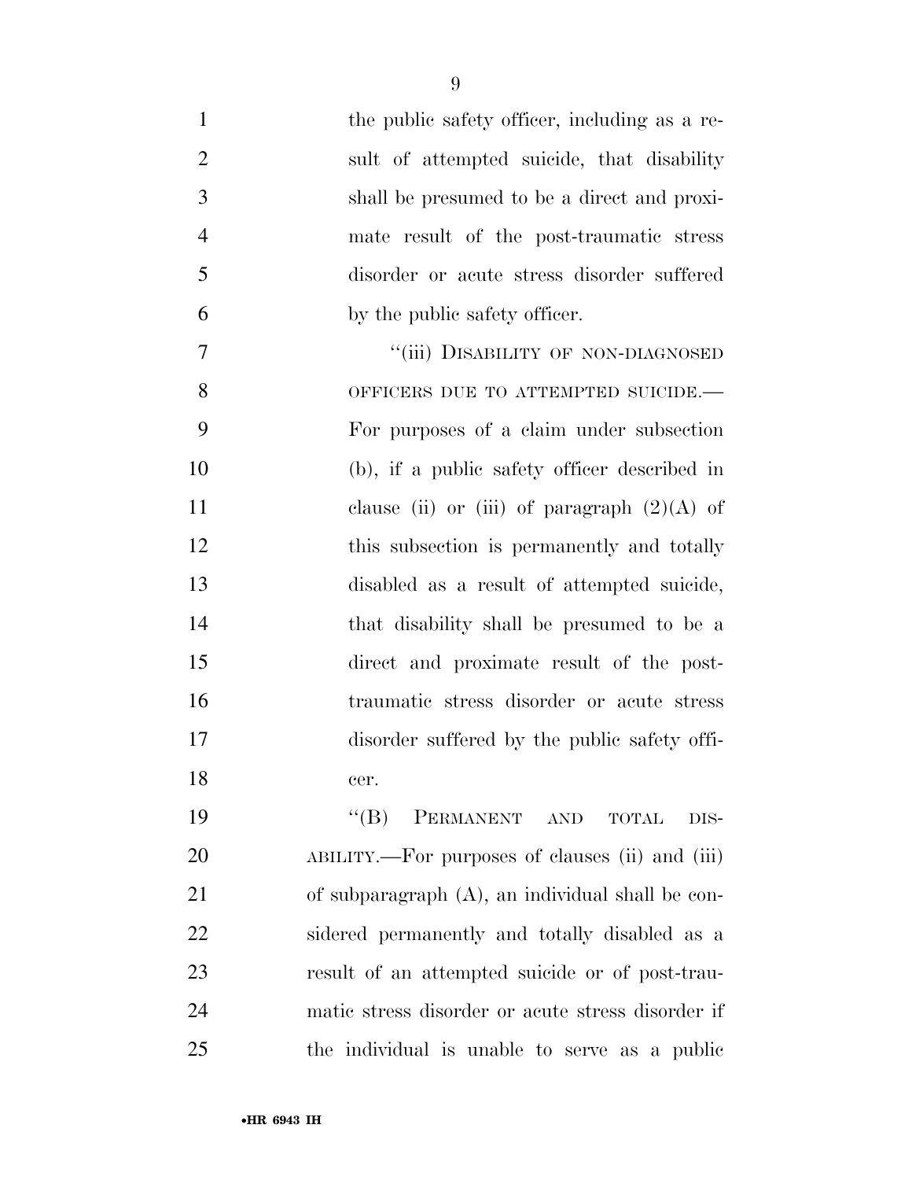the public safety officer, including as a result of attempted suicide, that disability shall be presumed to be a direct and proximate result of the post-traumatic stress disorder or acute stress disorder suffered by the public safety officer.

"(iii) DISABILITY OF NON-DIAGNOSED OFFICERS DUE TO ATTEMPTED SUICIDE.—For purposes of a claim under subsection (b), if a public safety officer described in clause (ii) or (iii) of paragraph (2)(A) of this subsection is permanently and totally disabled as a result of attempted suicide, that disability shall be presumed to be a direct and proximate result of the post-traumatic stress disorder or acute stress disorder suffered by the public safety officer.

"(B) PERMANENT AND TOTAL DISABILITY.—For purposes of clauses (ii) and (iii) of subparagraph (A), an individual shall be considered permanently and totally disabled as a result of an attempted suicide or of post-traumatic stress disorder or acute stress disorder if the individual is unable to serve as a public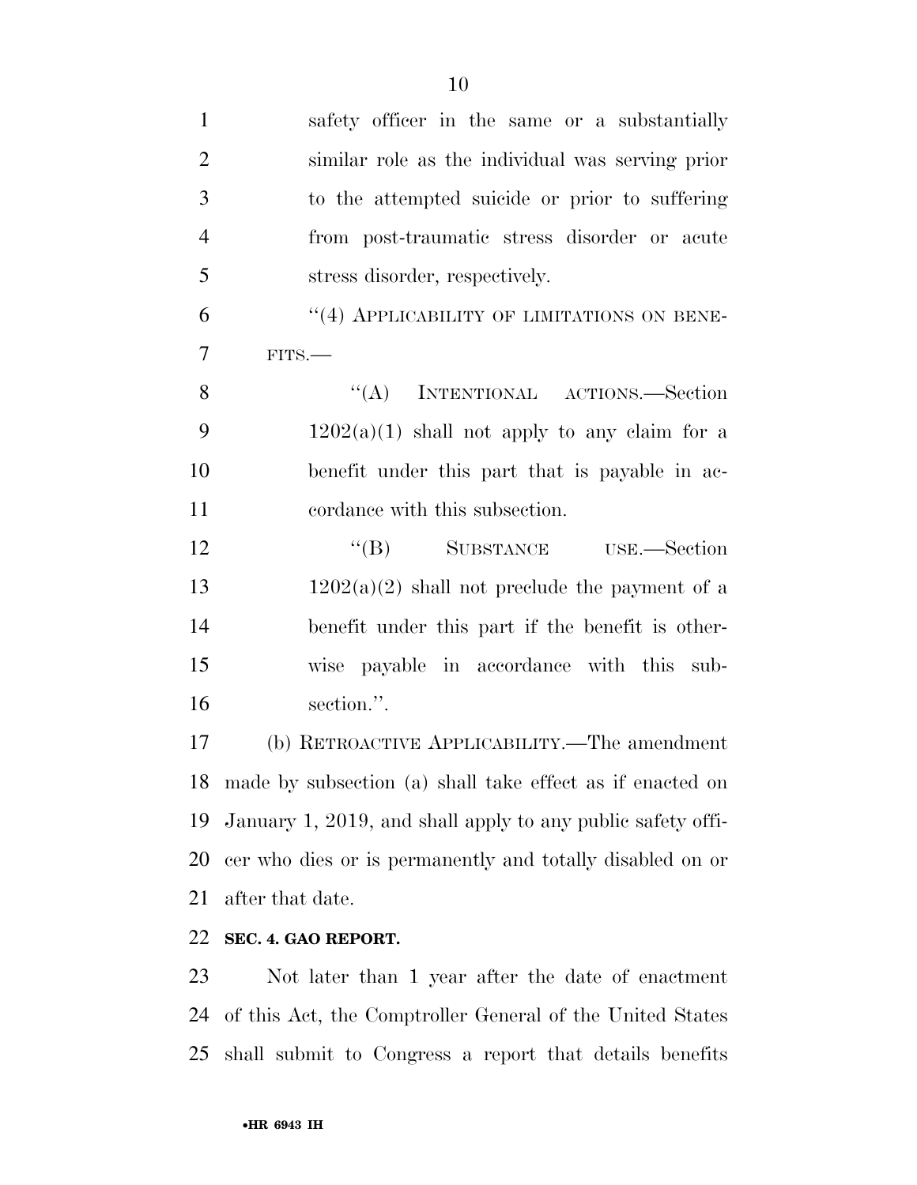safety officer in the same or a substantially similar role as the individual was serving prior to the attempted suicide or prior to suffering from post-traumatic stress disorder or acute stress disorder, respectively.

"(4) APPLICABILITY OF LIMITATIONS ON BENEFITS.—

"(A) INTENTIONAL ACTIONS.—Section 1202(a)(1) shall not apply to any claim for a benefit under this part that is payable in accordance with this subsection.

"(B) SUBSTANCE USE.—Section 1202(a)(2) shall not preclude the payment of a benefit under this part if the benefit is otherwise payable in accordance with this subsection.".

(b) RETROACTIVE APPLICABILITY.—The amendment made by subsection (a) shall take effect as if enacted on January 1, 2019, and shall apply to any public safety officer who dies or is permanently and totally disabled on or after that date.

**SEC. 4. GAO REPORT.**

Not later than 1 year after the date of enactment of this Act, the Comptroller General of the United States shall submit to Congress a report that details benefits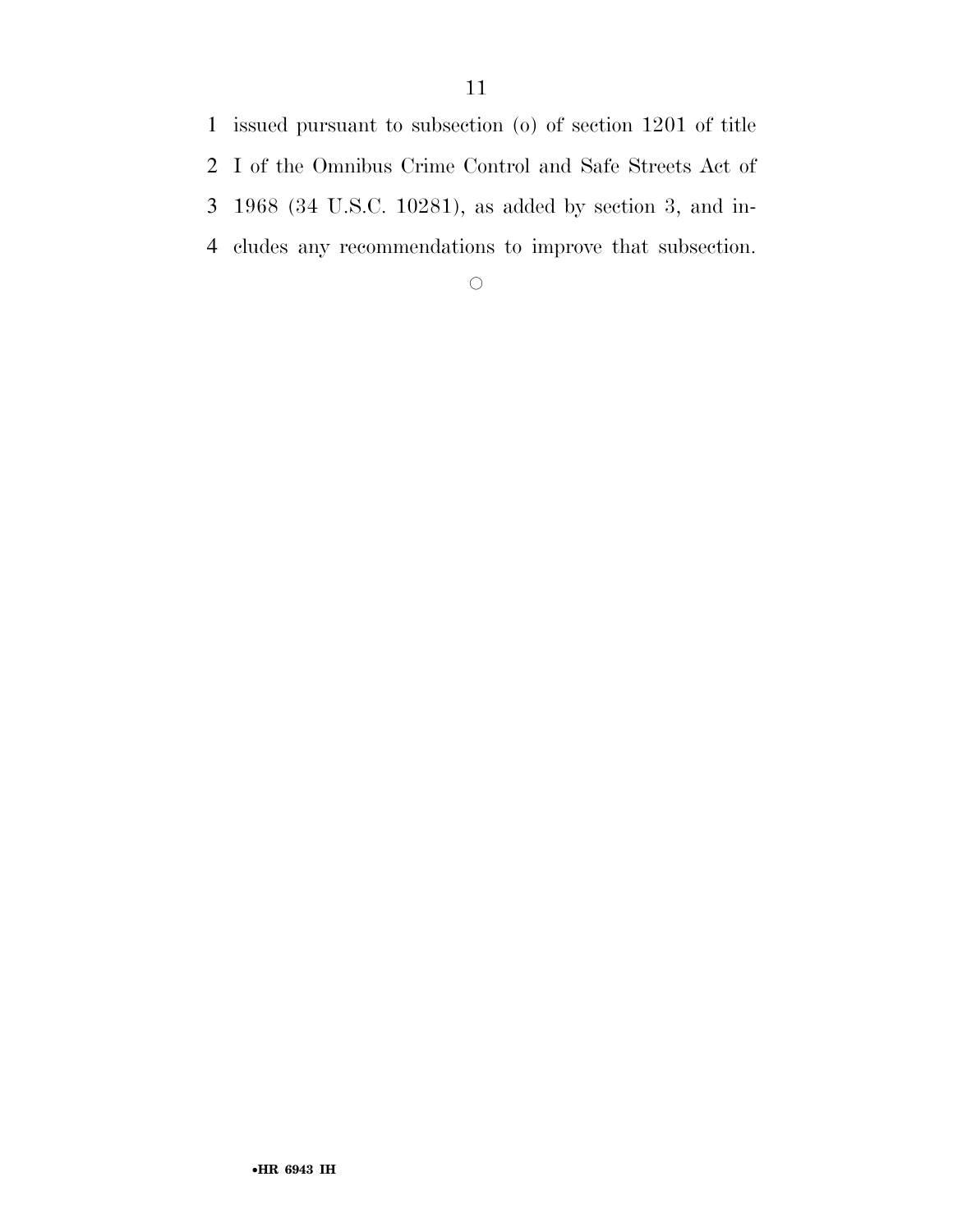issued pursuant to subsection (o) of section 1201 of title I of the Omnibus Crime Control and Safe Streets Act of 1968 (34 U.S.C. 10281), as added by section 3, and includes any recommendations to improve that subsection.

○